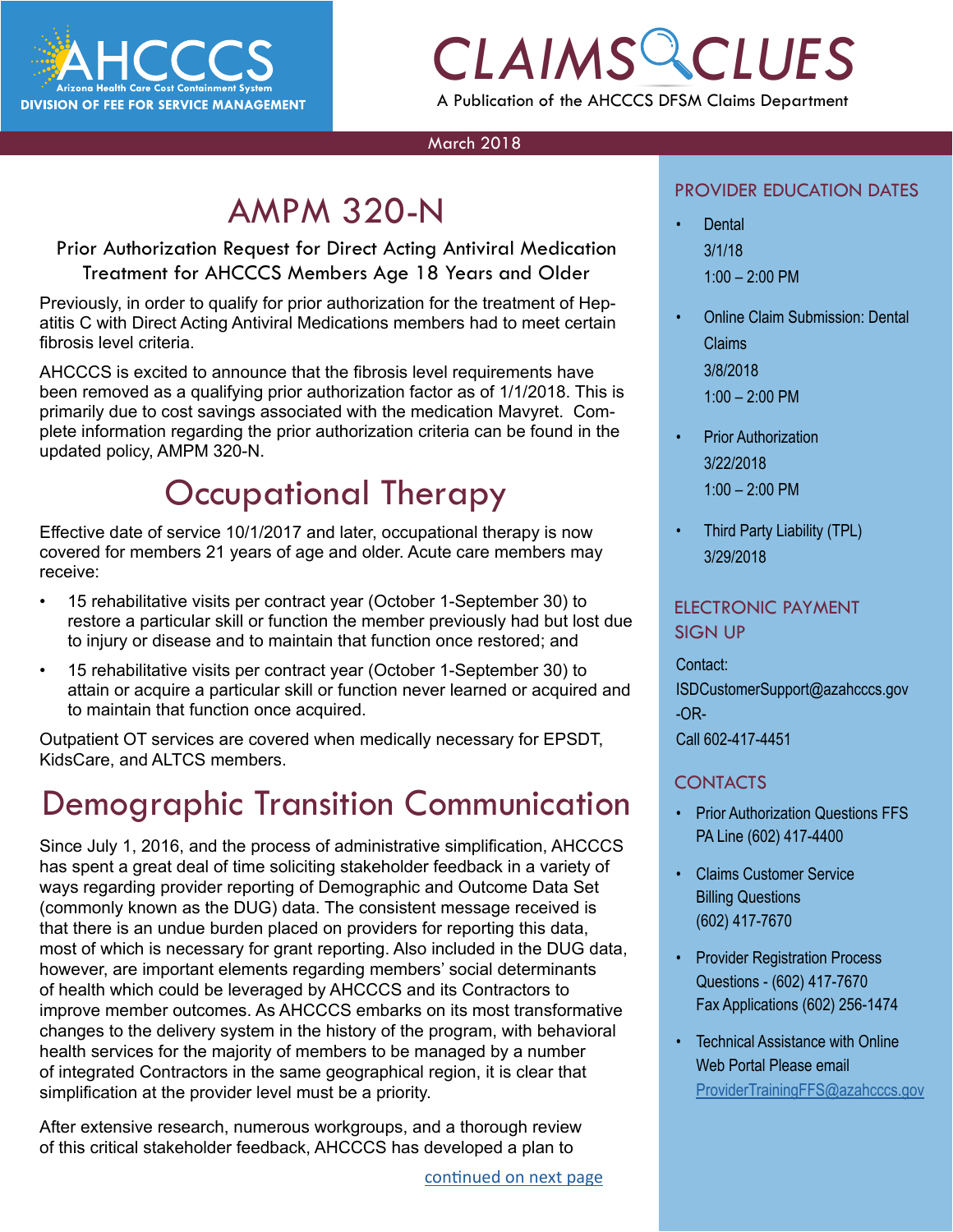# CLAIMS CLUES

A Publication of the AHCCCS DFSM Claims Department

AHCCCS — Arizona Health Care Cost Containment System — DIVISION OF FEE FOR SERVICE MANAGEMENT

March 2018

## AMPM 320-N

Prior Authorization Request for Direct Acting Antiviral Medication Treatment for AHCCCS Members Age 18 Years and Older

Previously, in order to qualify for prior authorization for the treatment of Hepatitis C with Direct Acting Antiviral Medications members had to meet certain fibrosis level criteria.

AHCCCS is excited to announce that the fibrosis level requirements have been removed as a qualifying prior authorization factor as of 1/1/2018. This is primarily due to cost savings associated with the medication Mavyret. Complete information regarding the prior authorization criteria can be found in the updated policy, AMPM 320-N.

## Occupational Therapy

Effective date of service 10/1/2017 and later, occupational therapy is now covered for members 21 years of age and older. Acute care members may receive:

- 15 rehabilitative visits per contract year (October 1-September 30) to restore a particular skill or function the member previously had but lost due to injury or disease and to maintain that function once restored; and
- 15 rehabilitative visits per contract year (October 1-September 30) to attain or acquire a particular skill or function never learned or acquired and to maintain that function once acquired.

Outpatient OT services are covered when medically necessary for EPSDT, KidsCare, and ALTCS members.

## Demographic Transition Communication

Since July 1, 2016, and the process of administrative simplification, AHCCCS has spent a great deal of time soliciting stakeholder feedback in a variety of ways regarding provider reporting of Demographic and Outcome Data Set (commonly known as the DUG) data. The consistent message received is that there is an undue burden placed on providers for reporting this data, most of which is necessary for grant reporting. Also included in the DUG data, however, are important elements regarding members' social determinants of health which could be leveraged by AHCCCS and its Contractors to improve member outcomes. As AHCCCS embarks on its most transformative changes to the delivery system in the history of the program, with behavioral health services for the majority of members to be managed by a number of integrated Contractors in the same geographical region, it is clear that simplification at the provider level must be a priority.

After extensive research, numerous workgroups, and a thorough review of this critical stakeholder feedback, AHCCCS has developed a plan to

continued on next page

### PROVIDER EDUCATION DATES

- Dental
  3/1/18
  1:00 – 2:00 PM
- Online Claim Submission: Dental Claims
  3/8/2018
  1:00 – 2:00 PM
- Prior Authorization
  3/22/2018
  1:00 – 2:00 PM
- Third Party Liability (TPL)
  3/29/2018

### ELECTRONIC PAYMENT SIGN UP

Contact:
ISDCustomerSupport@azahcccs.gov
-OR-
Call 602-417-4451

### CONTACTS

- Prior Authorization Questions FFS PA Line (602) 417-4400
- Claims Customer Service Billing Questions (602) 417-7670
- Provider Registration Process Questions - (602) 417-7670
  Fax Applications (602) 256-1474
- Technical Assistance with Online Web Portal Please email ProviderTrainingFFS@azahcccs.gov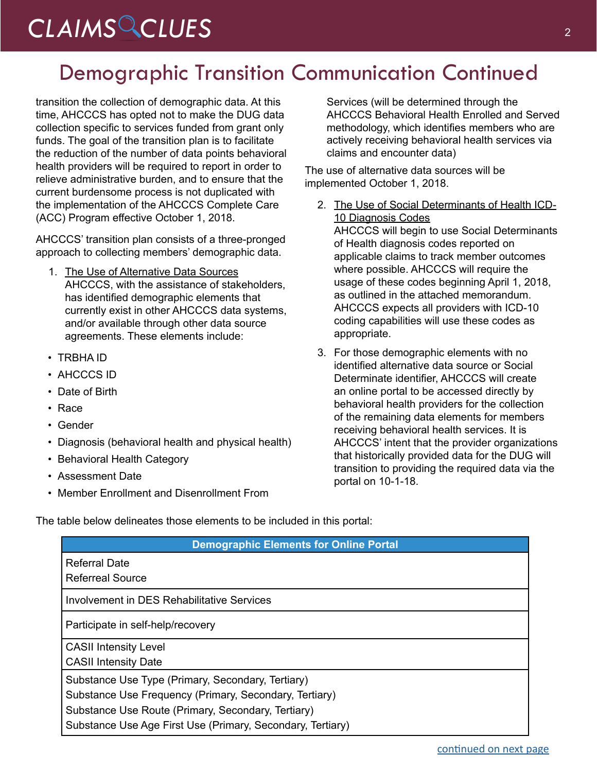# Demographic Transition Communication Continued

transition the collection of demographic data. At this time, AHCCCS has opted not to make the DUG data collection specific to services funded from grant only funds. The goal of the transition plan is to facilitate the reduction of the number of data points behavioral health providers will be required to report in order to relieve administrative burden, and to ensure that the current burdensome process is not duplicated with the implementation of the AHCCCS Complete Care (ACC) Program effective October 1, 2018.

AHCCCS' transition plan consists of a three-pronged approach to collecting members' demographic data.

1. <u>The Use of Alternative Data Sources</u>
   AHCCCS, with the assistance of stakeholders, has identified demographic elements that currently exist in other AHCCCS data systems, and/or available through other data source agreements. These elements include:

- TRBHA ID
- AHCCCS ID
- Date of Birth
- Race
- Gender
- Diagnosis (behavioral health and physical health)
- Behavioral Health Category
- Assessment Date
- Member Enrollment and Disenrollment From Services (will be determined through the AHCCCS Behavioral Health Enrolled and Served methodology, which identifies members who are actively receiving behavioral health services via claims and encounter data)

The use of alternative data sources will be implemented October 1, 2018.

2. <u>The Use of Social Determinants of Health ICD-10 Diagnosis Codes</u>
   AHCCCS will begin to use Social Determinants of Health diagnosis codes reported on applicable claims to track member outcomes where possible. AHCCCS will require the usage of these codes beginning April 1, 2018, as outlined in the attached memorandum. AHCCCS expects all providers with ICD-10 coding capabilities will use these codes as appropriate.

3. For those demographic elements with no identified alternative data source or Social Determinate identifier, AHCCCS will create an online portal to be accessed directly by behavioral health providers for the collection of the remaining data elements for members receiving behavioral health services. It is AHCCCS' intent that the provider organizations that historically provided data for the DUG will transition to providing the required data via the portal on 10-1-18.

The table below delineates those elements to be included in this portal:

| Demographic Elements for Online Portal |
| --- |
| Referral Date<br>Referreal Source |
| Involvement in DES Rehabilitative Services |
| Participate in self-help/recovery |
| CASII Intensity Level<br>CASII Intensity Date |
| Substance Use Type (Primary, Secondary, Tertiary)<br>Substance Use Frequency (Primary, Secondary, Tertiary)<br>Substance Use Route (Primary, Secondary, Tertiary)<br>Substance Use Age First Use (Primary, Secondary, Tertiary) |

continued on next page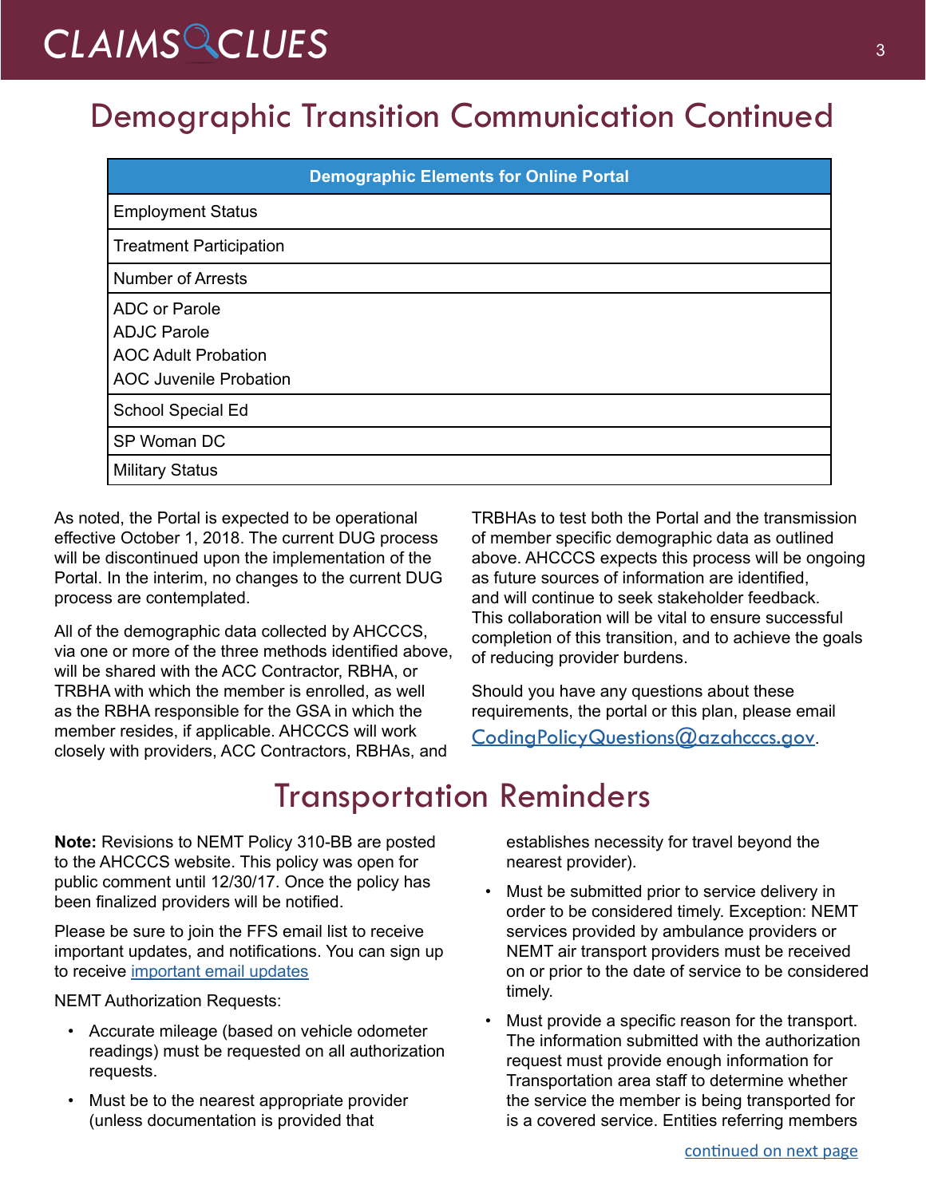# Demographic Transition Communication Continued

| Demographic Elements for Online Portal |
|---|
| Employment Status |
| Treatment Participation |
| Number of Arrests |
| ADC or Parole<br>ADJC Parole<br>AOC Adult Probation<br>AOC Juvenile Probation |
| School Special Ed |
| SP Woman DC |
| Military Status |

As noted, the Portal is expected to be operational effective October 1, 2018. The current DUG process will be discontinued upon the implementation of the Portal. In the interim, no changes to the current DUG process are contemplated.

All of the demographic data collected by AHCCCS, via one or more of the three methods identified above, will be shared with the ACC Contractor, RBHA, or TRBHA with which the member is enrolled, as well as the RBHA responsible for the GSA in which the member resides, if applicable. AHCCCS will work closely with providers, ACC Contractors, RBHAs, and TRBHAs to test both the Portal and the transmission of member specific demographic data as outlined above. AHCCCS expects this process will be ongoing as future sources of information are identified, and will continue to seek stakeholder feedback. This collaboration will be vital to ensure successful completion of this transition, and to achieve the goals of reducing provider burdens.

Should you have any questions about these requirements, the portal or this plan, please email CodingPolicyQuestions@azahcccs.gov.

# Transportation Reminders

**Note:** Revisions to NEMT Policy 310-BB are posted to the AHCCCS website. This policy was open for public comment until 12/30/17. Once the policy has been finalized providers will be notified.

Please be sure to join the FFS email list to receive important updates, and notifications. You can sign up to receive important email updates

NEMT Authorization Requests:

- Accurate mileage (based on vehicle odometer readings) must be requested on all authorization requests.
- Must be to the nearest appropriate provider (unless documentation is provided that establishes necessity for travel beyond the nearest provider).
- Must be submitted prior to service delivery in order to be considered timely. Exception: NEMT services provided by ambulance providers or NEMT air transport providers must be received on or prior to the date of service to be considered timely.
- Must provide a specific reason for the transport. The information submitted with the authorization request must provide enough information for Transportation area staff to determine whether the service the member is being transported for is a covered service. Entities referring members

continued on next page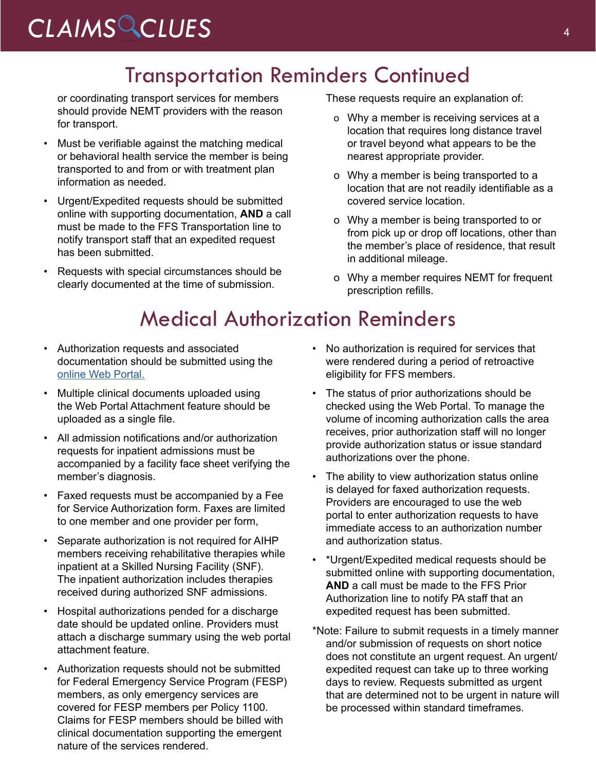# Transportation Reminders Continued

or coordinating transport services for members should provide NEMT providers with the reason for transport.

- Must be verifiable against the matching medical or behavioral health service the member is being transported to and from or with treatment plan information as needed.
- Urgent/Expedited requests should be submitted online with supporting documentation, **AND** a call must be made to the FFS Transportation line to notify transport staff that an expedited request has been submitted.
- Requests with special circumstances should be clearly documented at the time of submission.

These requests require an explanation of:

- o Why a member is receiving services at a location that requires long distance travel or travel beyond what appears to be the nearest appropriate provider.
- o Why a member is being transported to a location that are not readily identifiable as a covered service location.
- o Why a member is being transported to or from pick up or drop off locations, other than the member's place of residence, that result in additional mileage.
- o Why a member requires NEMT for frequent prescription refills.

# Medical Authorization Reminders

- Authorization requests and associated documentation should be submitted using the online Web Portal.
- Multiple clinical documents uploaded using the Web Portal Attachment feature should be uploaded as a single file.
- All admission notifications and/or authorization requests for inpatient admissions must be accompanied by a facility face sheet verifying the member's diagnosis.
- Faxed requests must be accompanied by a Fee for Service Authorization form. Faxes are limited to one member and one provider per form,
- Separate authorization is not required for AIHP members receiving rehabilitative therapies while inpatient at a Skilled Nursing Facility (SNF). The inpatient authorization includes therapies received during authorized SNF admissions.
- Hospital authorizations pended for a discharge date should be updated online. Providers must attach a discharge summary using the web portal attachment feature.
- Authorization requests should not be submitted for Federal Emergency Service Program (FESP) members, as only emergency services are covered for FESP members per Policy 1100. Claims for FESP members should be billed with clinical documentation supporting the emergent nature of the services rendered.
- No authorization is required for services that were rendered during a period of retroactive eligibility for FFS members.
- The status of prior authorizations should be checked using the Web Portal. To manage the volume of incoming authorization calls the area receives, prior authorization staff will no longer provide authorization status or issue standard authorizations over the phone.
- The ability to view authorization status online is delayed for faxed authorization requests. Providers are encouraged to use the web portal to enter authorization requests to have immediate access to an authorization number and authorization status.
- *Urgent/Expedited medical requests should be submitted online with supporting documentation, **AND** a call must be made to the FFS Prior Authorization line to notify PA staff that an expedited request has been submitted.

*Note: Failure to submit requests in a timely manner and/or submission of requests on short notice does not constitute an urgent request. An urgent/ expedited request can take up to three working days to review. Requests submitted as urgent that are determined not to be urgent in nature will be processed within standard timeframes.